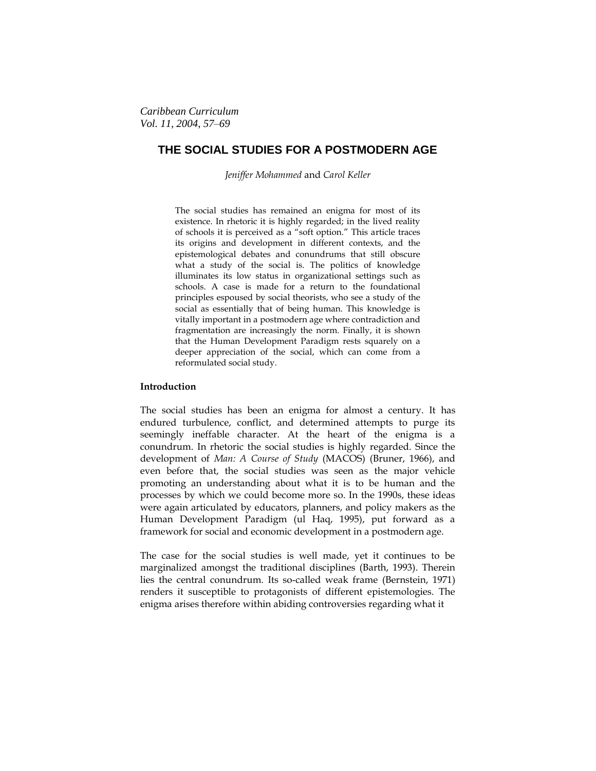*Caribbean Curriculum*
*Vol. 11, 2004, 57–69*

# THE SOCIAL STUDIES FOR A POSTMODERN AGE

*Jeniffer Mohammed* and *Carol Keller*

> The social studies has remained an enigma for most of its existence. In rhetoric it is highly regarded; in the lived reality of schools it is perceived as a "soft option." This article traces its origins and development in different contexts, and the epistemological debates and conundrums that still obscure what a study of the social is. The politics of knowledge illuminates its low status in organizational settings such as schools. A case is made for a return to the foundational principles espoused by social theorists, who see a study of the social as essentially that of being human. This knowledge is vitally important in a postmodern age where contradiction and fragmentation are increasingly the norm. Finally, it is shown that the Human Development Paradigm rests squarely on a deeper appreciation of the social, which can come from a reformulated social study.

**Introduction**

The social studies has been an enigma for almost a century. It has endured turbulence, conflict, and determined attempts to purge its seemingly ineffable character. At the heart of the enigma is a conundrum. In rhetoric the social studies is highly regarded. Since the development of *Man: A Course of Study* (MACOS) (Bruner, 1966), and even before that, the social studies was seen as the major vehicle promoting an understanding about what it is to be human and the processes by which we could become more so. In the 1990s, these ideas were again articulated by educators, planners, and policy makers as the Human Development Paradigm (ul Haq, 1995), put forward as a framework for social and economic development in a postmodern age.

The case for the social studies is well made, yet it continues to be marginalized amongst the traditional disciplines (Barth, 1993). Therein lies the central conundrum. Its so-called weak frame (Bernstein, 1971) renders it susceptible to protagonists of different epistemologies. The enigma arises therefore within abiding controversies regarding what it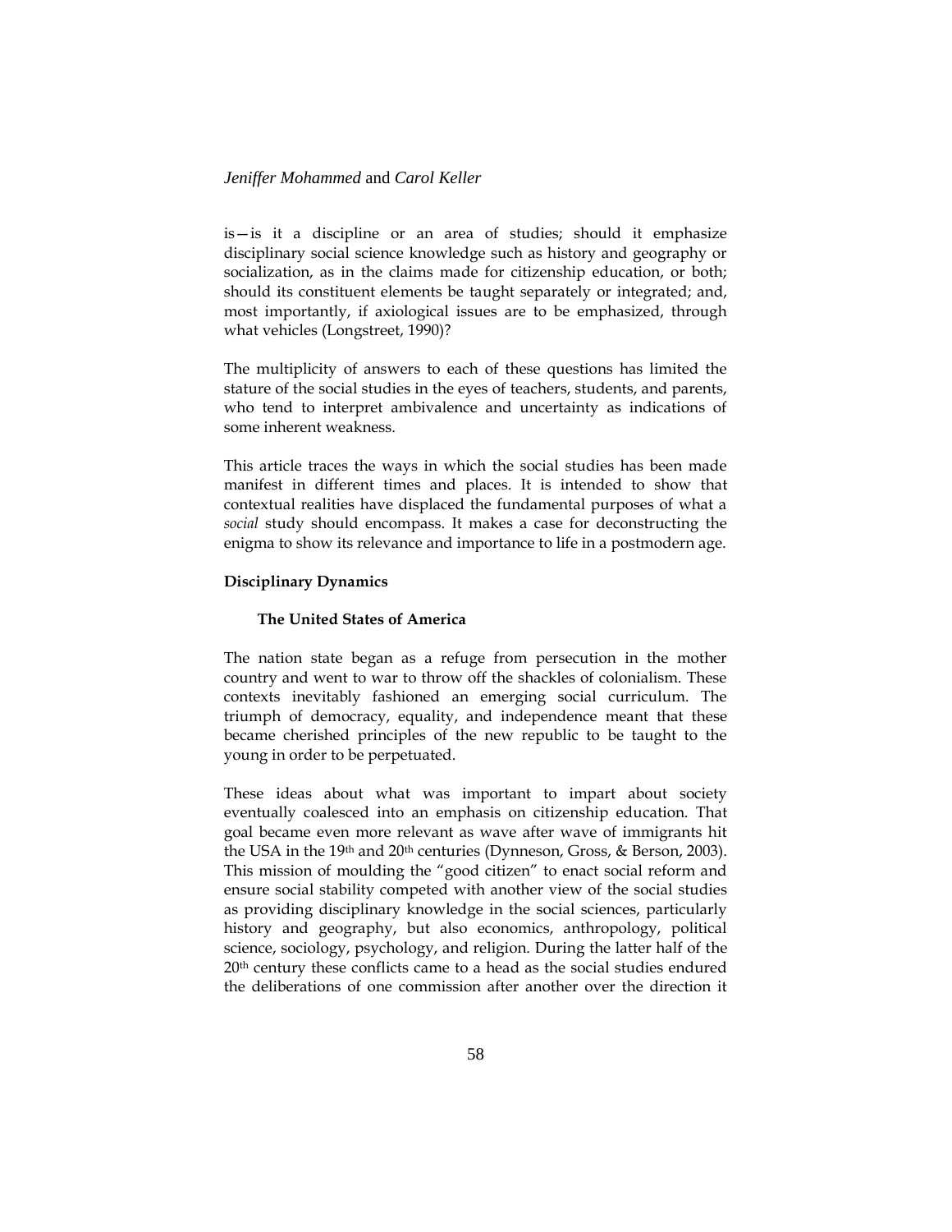is—is it a discipline or an area of studies; should it emphasize disciplinary social science knowledge such as history and geography or socialization, as in the claims made for citizenship education, or both; should its constituent elements be taught separately or integrated; and, most importantly, if axiological issues are to be emphasized, through what vehicles (Longstreet, 1990)?

The multiplicity of answers to each of these questions has limited the stature of the social studies in the eyes of teachers, students, and parents, who tend to interpret ambivalence and uncertainty as indications of some inherent weakness.

This article traces the ways in which the social studies has been made manifest in different times and places. It is intended to show that contextual realities have displaced the fundamental purposes of what a *social* study should encompass. It makes a case for deconstructing the enigma to show its relevance and importance to life in a postmodern age.

## Disciplinary Dynamics

### The United States of America

The nation state began as a refuge from persecution in the mother country and went to war to throw off the shackles of colonialism. These contexts inevitably fashioned an emerging social curriculum. The triumph of democracy, equality, and independence meant that these became cherished principles of the new republic to be taught to the young in order to be perpetuated.

These ideas about what was important to impart about society eventually coalesced into an emphasis on citizenship education. That goal became even more relevant as wave after wave of immigrants hit the USA in the 19th and 20th centuries (Dynneson, Gross, & Berson, 2003). This mission of moulding the "good citizen" to enact social reform and ensure social stability competed with another view of the social studies as providing disciplinary knowledge in the social sciences, particularly history and geography, but also economics, anthropology, political science, sociology, psychology, and religion. During the latter half of the 20th century these conflicts came to a head as the social studies endured the deliberations of one commission after another over the direction it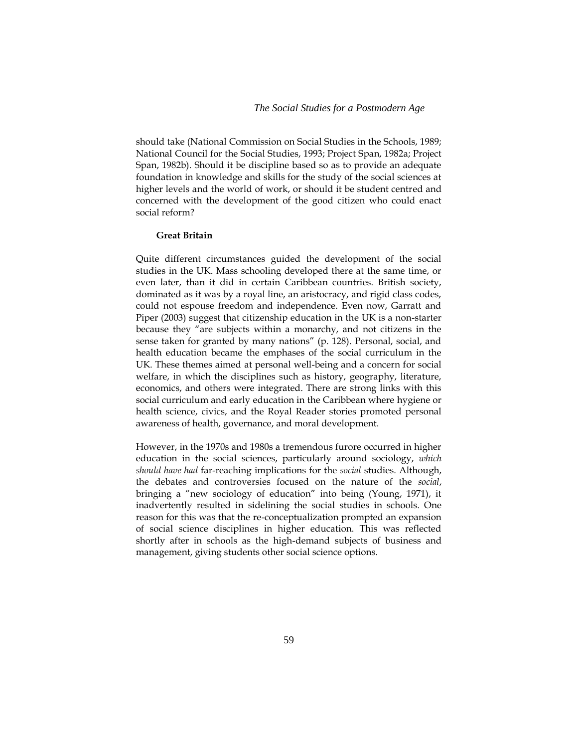should take (National Commission on Social Studies in the Schools, 1989; National Council for the Social Studies, 1993; Project Span, 1982a; Project Span, 1982b). Should it be discipline based so as to provide an adequate foundation in knowledge and skills for the study of the social sciences at higher levels and the world of work, or should it be student centred and concerned with the development of the good citizen who could enact social reform?

**Great Britain**

Quite different circumstances guided the development of the social studies in the UK. Mass schooling developed there at the same time, or even later, than it did in certain Caribbean countries. British society, dominated as it was by a royal line, an aristocracy, and rigid class codes, could not espouse freedom and independence. Even now, Garratt and Piper (2003) suggest that citizenship education in the UK is a non-starter because they "are subjects within a monarchy, and not citizens in the sense taken for granted by many nations" (p. 128). Personal, social, and health education became the emphases of the social curriculum in the UK. These themes aimed at personal well-being and a concern for social welfare, in which the disciplines such as history, geography, literature, economics, and others were integrated. There are strong links with this social curriculum and early education in the Caribbean where hygiene or health science, civics, and the Royal Reader stories promoted personal awareness of health, governance, and moral development.

However, in the 1970s and 1980s a tremendous furore occurred in higher education in the social sciences, particularly around sociology, *which should have had* far-reaching implications for the *social* studies. Although, the debates and controversies focused on the nature of the *social*, bringing a "new sociology of education" into being (Young, 1971), it inadvertently resulted in sidelining the social studies in schools. One reason for this was that the re-conceptualization prompted an expansion of social science disciplines in higher education. This was reflected shortly after in schools as the high-demand subjects of business and management, giving students other social science options.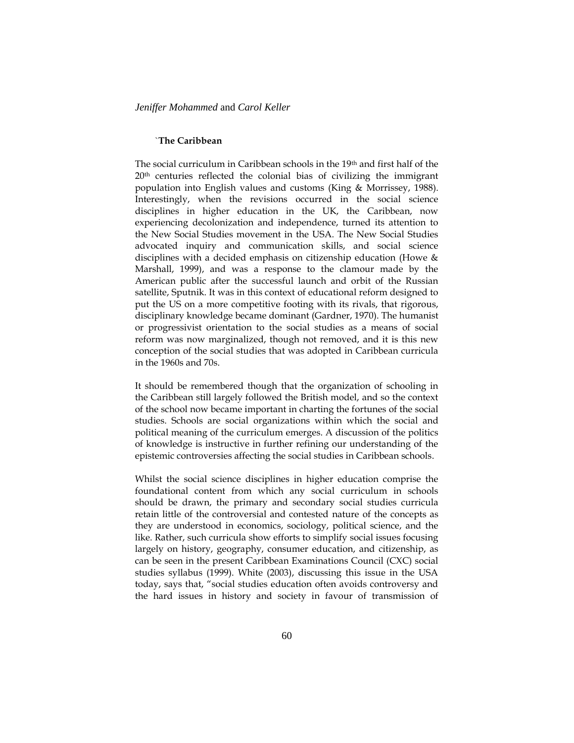### `The Caribbean

The social curriculum in Caribbean schools in the 19th and first half of the 20th centuries reflected the colonial bias of civilizing the immigrant population into English values and customs (King & Morrissey, 1988). Interestingly, when the revisions occurred in the social science disciplines in higher education in the UK, the Caribbean, now experiencing decolonization and independence, turned its attention to the New Social Studies movement in the USA. The New Social Studies advocated inquiry and communication skills, and social science disciplines with a decided emphasis on citizenship education (Howe & Marshall, 1999), and was a response to the clamour made by the American public after the successful launch and orbit of the Russian satellite, Sputnik. It was in this context of educational reform designed to put the US on a more competitive footing with its rivals, that rigorous, disciplinary knowledge became dominant (Gardner, 1970). The humanist or progressivist orientation to the social studies as a means of social reform was now marginalized, though not removed, and it is this new conception of the social studies that was adopted in Caribbean curricula in the 1960s and 70s.

It should be remembered though that the organization of schooling in the Caribbean still largely followed the British model, and so the context of the school now became important in charting the fortunes of the social studies. Schools are social organizations within which the social and political meaning of the curriculum emerges. A discussion of the politics of knowledge is instructive in further refining our understanding of the epistemic controversies affecting the social studies in Caribbean schools.

Whilst the social science disciplines in higher education comprise the foundational content from which any social curriculum in schools should be drawn, the primary and secondary social studies curricula retain little of the controversial and contested nature of the concepts as they are understood in economics, sociology, political science, and the like. Rather, such curricula show efforts to simplify social issues focusing largely on history, geography, consumer education, and citizenship, as can be seen in the present Caribbean Examinations Council (CXC) social studies syllabus (1999). White (2003), discussing this issue in the USA today, says that, "social studies education often avoids controversy and the hard issues in history and society in favour of transmission of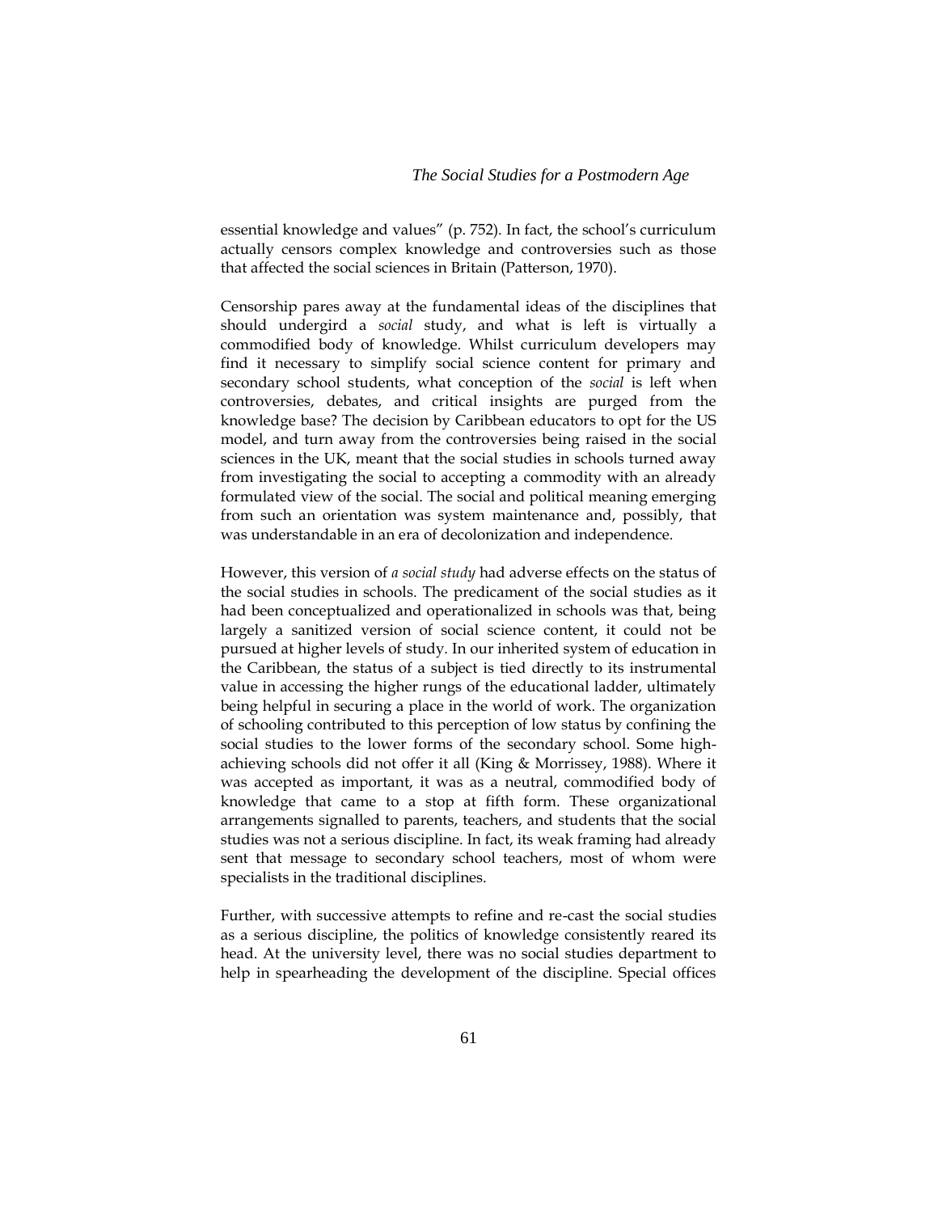essential knowledge and values" (p. 752). In fact, the school's curriculum actually censors complex knowledge and controversies such as those that affected the social sciences in Britain (Patterson, 1970).

Censorship pares away at the fundamental ideas of the disciplines that should undergird a *social* study, and what is left is virtually a commodified body of knowledge. Whilst curriculum developers may find it necessary to simplify social science content for primary and secondary school students, what conception of the *social* is left when controversies, debates, and critical insights are purged from the knowledge base? The decision by Caribbean educators to opt for the US model, and turn away from the controversies being raised in the social sciences in the UK, meant that the social studies in schools turned away from investigating the social to accepting a commodity with an already formulated view of the social. The social and political meaning emerging from such an orientation was system maintenance and, possibly, that was understandable in an era of decolonization and independence.

However, this version of *a social study* had adverse effects on the status of the social studies in schools. The predicament of the social studies as it had been conceptualized and operationalized in schools was that, being largely a sanitized version of social science content, it could not be pursued at higher levels of study. In our inherited system of education in the Caribbean, the status of a subject is tied directly to its instrumental value in accessing the higher rungs of the educational ladder, ultimately being helpful in securing a place in the world of work. The organization of schooling contributed to this perception of low status by confining the social studies to the lower forms of the secondary school. Some high-achieving schools did not offer it all (King & Morrissey, 1988). Where it was accepted as important, it was as a neutral, commodified body of knowledge that came to a stop at fifth form. These organizational arrangements signalled to parents, teachers, and students that the social studies was not a serious discipline. In fact, its weak framing had already sent that message to secondary school teachers, most of whom were specialists in the traditional disciplines.

Further, with successive attempts to refine and re-cast the social studies as a serious discipline, the politics of knowledge consistently reared its head. At the university level, there was no social studies department to help in spearheading the development of the discipline. Special offices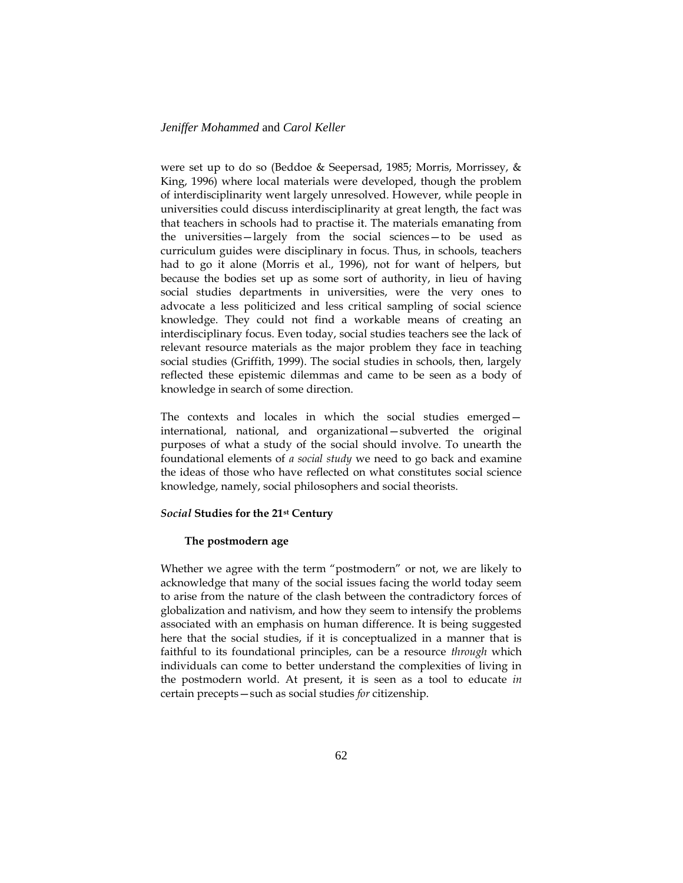were set up to do so (Beddoe & Seepersad, 1985; Morris, Morrissey, & King, 1996) where local materials were developed, though the problem of interdisciplinarity went largely unresolved. However, while people in universities could discuss interdisciplinarity at great length, the fact was that teachers in schools had to practise it. The materials emanating from the universities—largely from the social sciences—to be used as curriculum guides were disciplinary in focus. Thus, in schools, teachers had to go it alone (Morris et al., 1996), not for want of helpers, but because the bodies set up as some sort of authority, in lieu of having social studies departments in universities, were the very ones to advocate a less politicized and less critical sampling of social science knowledge. They could not find a workable means of creating an interdisciplinary focus. Even today, social studies teachers see the lack of relevant resource materials as the major problem they face in teaching social studies (Griffith, 1999). The social studies in schools, then, largely reflected these epistemic dilemmas and came to be seen as a body of knowledge in search of some direction.

The contexts and locales in which the social studies emerged—international, national, and organizational—subverted the original purposes of what a study of the social should involve. To unearth the foundational elements of *a social study* we need to go back and examine the ideas of those who have reflected on what constitutes social science knowledge, namely, social philosophers and social theorists.

## *Social* Studies for the 21st Century

### The postmodern age

Whether we agree with the term "postmodern" or not, we are likely to acknowledge that many of the social issues facing the world today seem to arise from the nature of the clash between the contradictory forces of globalization and nativism, and how they seem to intensify the problems associated with an emphasis on human difference. It is being suggested here that the social studies, if it is conceptualized in a manner that is faithful to its foundational principles, can be a resource *through* which individuals can come to better understand the complexities of living in the postmodern world. At present, it is seen as a tool to educate *in* certain precepts—such as social studies *for* citizenship.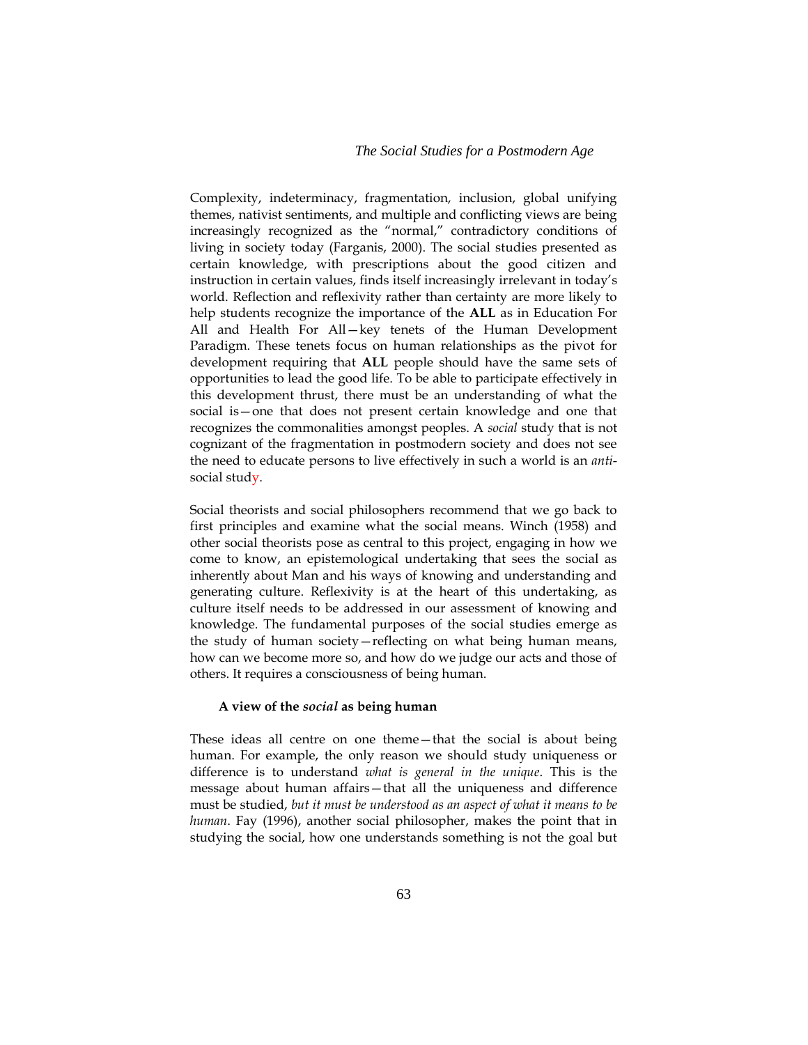Complexity, indeterminacy, fragmentation, inclusion, global unifying themes, nativist sentiments, and multiple and conflicting views are being increasingly recognized as the "normal," contradictory conditions of living in society today (Farganis, 2000). The social studies presented as certain knowledge, with prescriptions about the good citizen and instruction in certain values, finds itself increasingly irrelevant in today's world. Reflection and reflexivity rather than certainty are more likely to help students recognize the importance of the **ALL** as in Education For All and Health For All—key tenets of the Human Development Paradigm. These tenets focus on human relationships as the pivot for development requiring that **ALL** people should have the same sets of opportunities to lead the good life. To be able to participate effectively in this development thrust, there must be an understanding of what the social is—one that does not present certain knowledge and one that recognizes the commonalities amongst peoples. A *social* study that is not cognizant of the fragmentation in postmodern society and does not see the need to educate persons to live effectively in such a world is an *anti*-social study.

Social theorists and social philosophers recommend that we go back to first principles and examine what the social means. Winch (1958) and other social theorists pose as central to this project, engaging in how we come to know, an epistemological undertaking that sees the social as inherently about Man and his ways of knowing and understanding and generating culture. Reflexivity is at the heart of this undertaking, as culture itself needs to be addressed in our assessment of knowing and knowledge. The fundamental purposes of the social studies emerge as the study of human society—reflecting on what being human means, how can we become more so, and how do we judge our acts and those of others. It requires a consciousness of being human.

### A view of the *social* as being human

These ideas all centre on one theme—that the social is about being human. For example, the only reason we should study uniqueness or difference is to understand *what is general in the unique*. This is the message about human affairs—that all the uniqueness and difference must be studied, *but it must be understood as an aspect of what it means to be human*. Fay (1996), another social philosopher, makes the point that in studying the social, how one understands something is not the goal but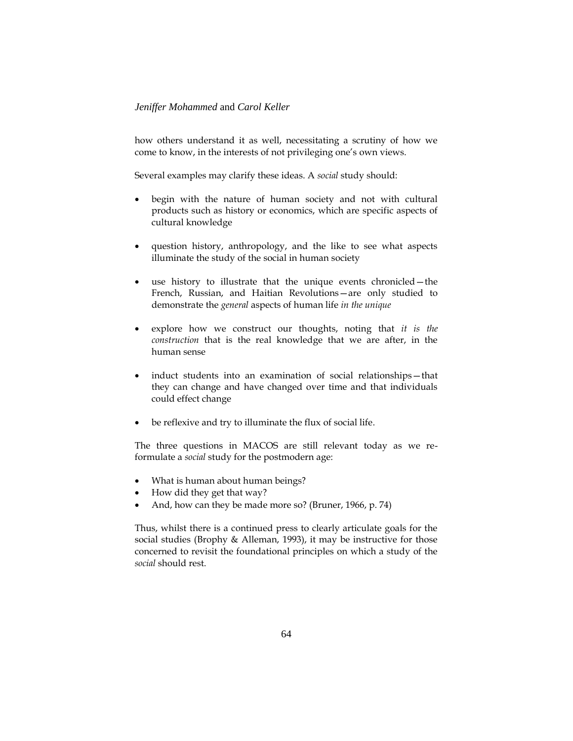how others understand it as well, necessitating a scrutiny of how we come to know, in the interests of not privileging one's own views.

Several examples may clarify these ideas. A *social* study should:

- begin with the nature of human society and not with cultural products such as history or economics, which are specific aspects of cultural knowledge
- question history, anthropology, and the like to see what aspects illuminate the study of the social in human society
- use history to illustrate that the unique events chronicled—the French, Russian, and Haitian Revolutions—are only studied to demonstrate the *general* aspects of human life *in the unique*
- explore how we construct our thoughts, noting that *it is the construction* that is the real knowledge that we are after, in the human sense
- induct students into an examination of social relationships—that they can change and have changed over time and that individuals could effect change
- be reflexive and try to illuminate the flux of social life.

The three questions in MACOS are still relevant today as we re-formulate a *social* study for the postmodern age:

- What is human about human beings?
- How did they get that way?
- And, how can they be made more so? (Bruner, 1966, p. 74)

Thus, whilst there is a continued press to clearly articulate goals for the social studies (Brophy & Alleman, 1993), it may be instructive for those concerned to revisit the foundational principles on which a study of the *social* should rest.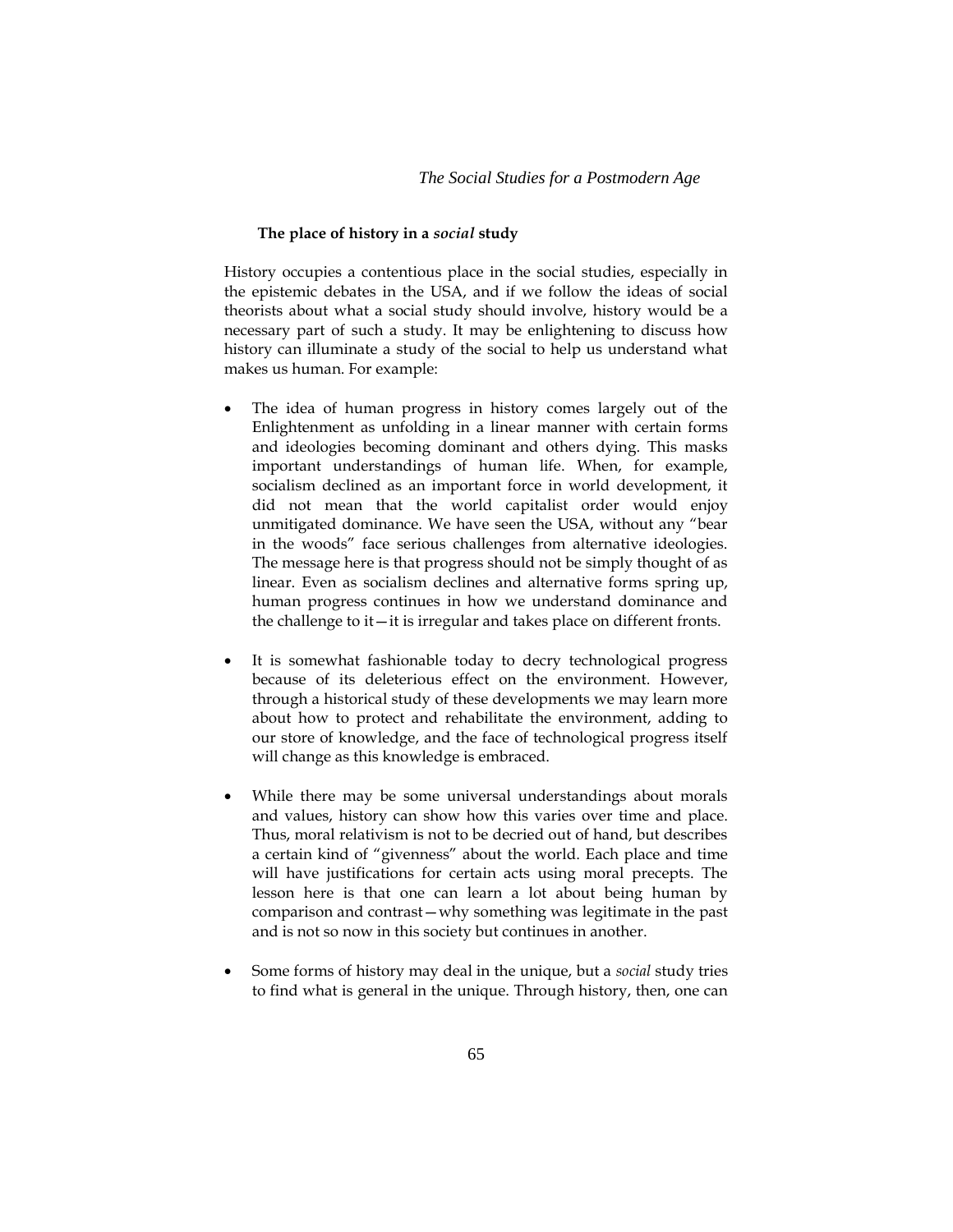### The place of history in a *social* study

History occupies a contentious place in the social studies, especially in the epistemic debates in the USA, and if we follow the ideas of social theorists about what a social study should involve, history would be a necessary part of such a study. It may be enlightening to discuss how history can illuminate a study of the social to help us understand what makes us human. For example:

- The idea of human progress in history comes largely out of the Enlightenment as unfolding in a linear manner with certain forms and ideologies becoming dominant and others dying. This masks important understandings of human life. When, for example, socialism declined as an important force in world development, it did not mean that the world capitalist order would enjoy unmitigated dominance. We have seen the USA, without any "bear in the woods" face serious challenges from alternative ideologies. The message here is that progress should not be simply thought of as linear. Even as socialism declines and alternative forms spring up, human progress continues in how we understand dominance and the challenge to it—it is irregular and takes place on different fronts.

- It is somewhat fashionable today to decry technological progress because of its deleterious effect on the environment. However, through a historical study of these developments we may learn more about how to protect and rehabilitate the environment, adding to our store of knowledge, and the face of technological progress itself will change as this knowledge is embraced.

- While there may be some universal understandings about morals and values, history can show how this varies over time and place. Thus, moral relativism is not to be decried out of hand, but describes a certain kind of "givenness" about the world. Each place and time will have justifications for certain acts using moral precepts. The lesson here is that one can learn a lot about being human by comparison and contrast—why something was legitimate in the past and is not so now in this society but continues in another.

- Some forms of history may deal in the unique, but a *social* study tries to find what is general in the unique. Through history, then, one can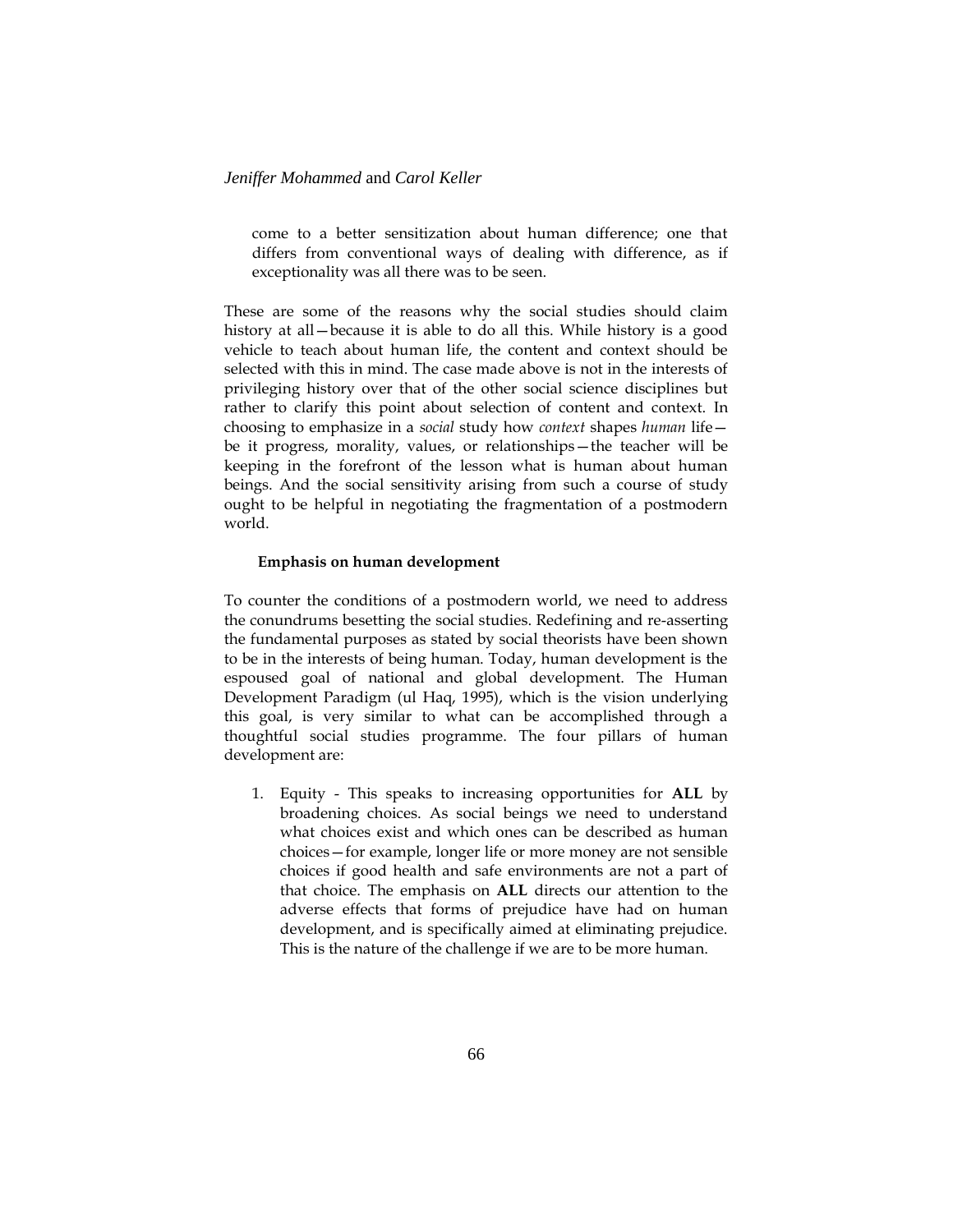come to a better sensitization about human difference; one that differs from conventional ways of dealing with difference, as if exceptionality was all there was to be seen.

These are some of the reasons why the social studies should claim history at all—because it is able to do all this. While history is a good vehicle to teach about human life, the content and context should be selected with this in mind. The case made above is not in the interests of privileging history over that of the other social science disciplines but rather to clarify this point about selection of content and context. In choosing to emphasize in a *social* study how *context* shapes *human* life—be it progress, morality, values, or relationships—the teacher will be keeping in the forefront of the lesson what is human about human beings. And the social sensitivity arising from such a course of study ought to be helpful in negotiating the fragmentation of a postmodern world.

### Emphasis on human development

To counter the conditions of a postmodern world, we need to address the conundrums besetting the social studies. Redefining and re-asserting the fundamental purposes as stated by social theorists have been shown to be in the interests of being human. Today, human development is the espoused goal of national and global development. The Human Development Paradigm (ul Haq, 1995), which is the vision underlying this goal, is very similar to what can be accomplished through a thoughtful social studies programme. The four pillars of human development are:

1. Equity - This speaks to increasing opportunities for **ALL** by broadening choices. As social beings we need to understand what choices exist and which ones can be described as human choices—for example, longer life or more money are not sensible choices if good health and safe environments are not a part of that choice. The emphasis on **ALL** directs our attention to the adverse effects that forms of prejudice have had on human development, and is specifically aimed at eliminating prejudice. This is the nature of the challenge if we are to be more human.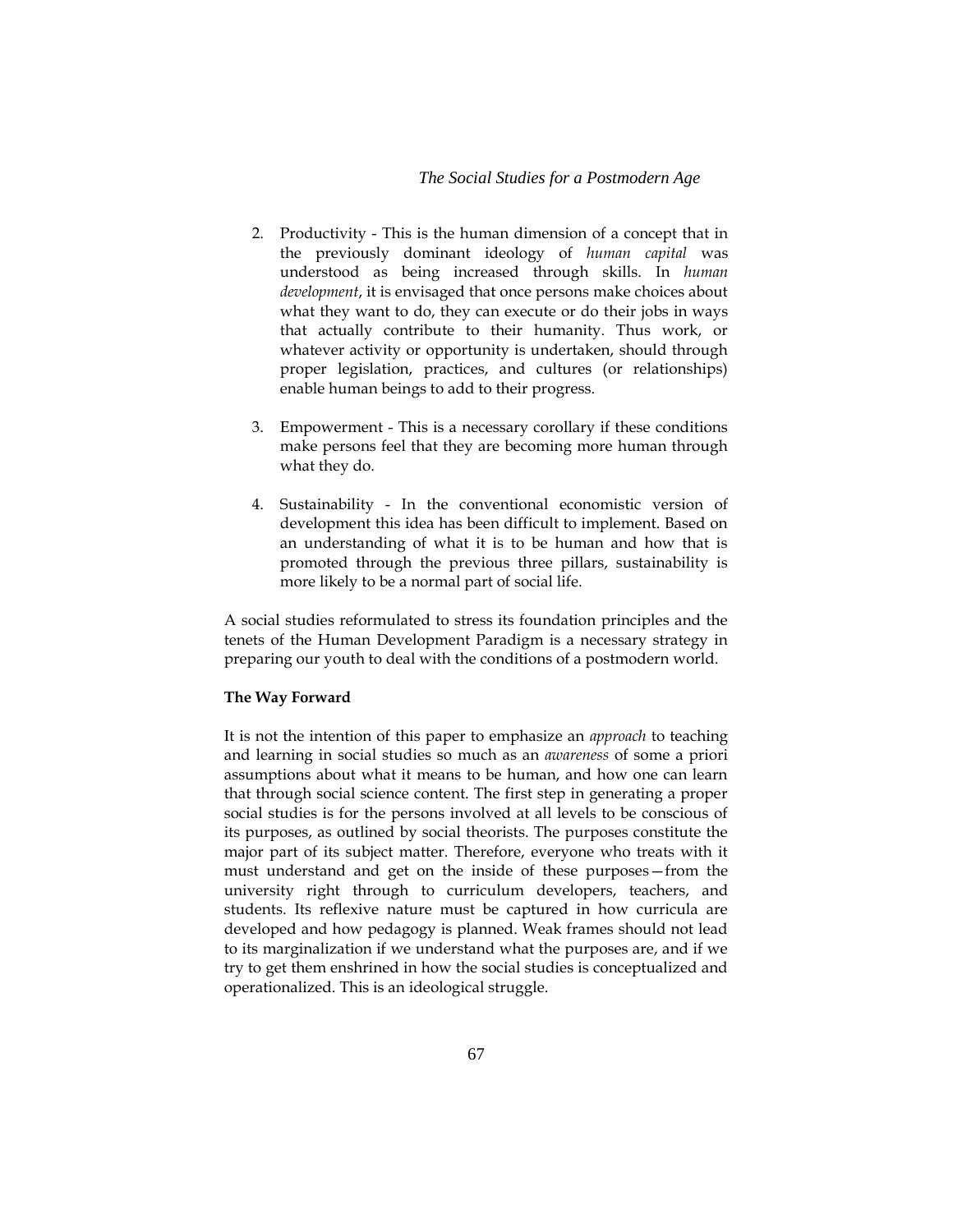2. Productivity - This is the human dimension of a concept that in the previously dominant ideology of *human capital* was understood as being increased through skills. In *human development*, it is envisaged that once persons make choices about what they want to do, they can execute or do their jobs in ways that actually contribute to their humanity. Thus work, or whatever activity or opportunity is undertaken, should through proper legislation, practices, and cultures (or relationships) enable human beings to add to their progress.

3. Empowerment - This is a necessary corollary if these conditions make persons feel that they are becoming more human through what they do.

4. Sustainability - In the conventional economistic version of development this idea has been difficult to implement. Based on an understanding of what it is to be human and how that is promoted through the previous three pillars, sustainability is more likely to be a normal part of social life.

A social studies reformulated to stress its foundation principles and the tenets of the Human Development Paradigm is a necessary strategy in preparing our youth to deal with the conditions of a postmodern world.

**The Way Forward**

It is not the intention of this paper to emphasize an *approach* to teaching and learning in social studies so much as an *awareness* of some a priori assumptions about what it means to be human, and how one can learn that through social science content. The first step in generating a proper social studies is for the persons involved at all levels to be conscious of its purposes, as outlined by social theorists. The purposes constitute the major part of its subject matter. Therefore, everyone who treats with it must understand and get on the inside of these purposes—from the university right through to curriculum developers, teachers, and students. Its reflexive nature must be captured in how curricula are developed and how pedagogy is planned. Weak frames should not lead to its marginalization if we understand what the purposes are, and if we try to get them enshrined in how the social studies is conceptualized and operationalized. This is an ideological struggle.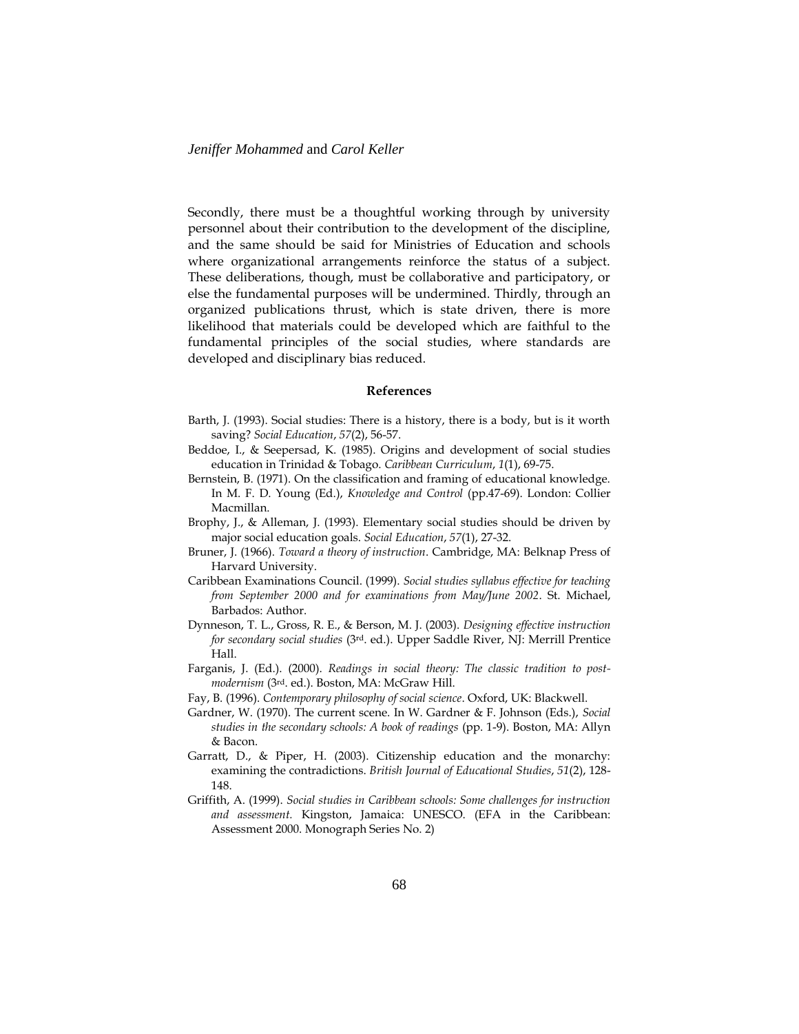Secondly, there must be a thoughtful working through by university personnel about their contribution to the development of the discipline, and the same should be said for Ministries of Education and schools where organizational arrangements reinforce the status of a subject. These deliberations, though, must be collaborative and participatory, or else the fundamental purposes will be undermined. Thirdly, through an organized publications thrust, which is state driven, there is more likelihood that materials could be developed which are faithful to the fundamental principles of the social studies, where standards are developed and disciplinary bias reduced.

## References

Barth, J. (1993). Social studies: There is a history, there is a body, but is it worth saving? *Social Education*, *57*(2), 56-57.

Beddoe, I., & Seepersad, K. (1985). Origins and development of social studies education in Trinidad & Tobago. *Caribbean Curriculum*, *1*(1), 69-75.

Bernstein, B. (1971). On the classification and framing of educational knowledge. In M. F. D. Young (Ed.), *Knowledge and Control* (pp.47-69). London: Collier Macmillan.

Brophy, J., & Alleman, J. (1993). Elementary social studies should be driven by major social education goals. *Social Education*, *57*(1), 27-32.

Bruner, J. (1966). *Toward a theory of instruction*. Cambridge, MA: Belknap Press of Harvard University.

Caribbean Examinations Council. (1999). *Social studies syllabus effective for teaching from September 2000 and for examinations from May/June 2002*. St. Michael, Barbados: Author.

Dynneson, T. L., Gross, R. E., & Berson, M. J. (2003). *Designing effective instruction for secondary social studies* (3rd. ed.). Upper Saddle River, NJ: Merrill Prentice Hall.

Farganis, J. (Ed.). (2000). *Readings in social theory: The classic tradition to post-modernism* (3rd. ed.). Boston, MA: McGraw Hill.

Fay, B. (1996). *Contemporary philosophy of social science*. Oxford, UK: Blackwell.

Gardner, W. (1970). The current scene. In W. Gardner & F. Johnson (Eds.), *Social studies in the secondary schools: A book of readings* (pp. 1-9). Boston, MA: Allyn & Bacon.

Garratt, D., & Piper, H. (2003). Citizenship education and the monarchy: examining the contradictions. *British Journal of Educational Studies*, *51*(2), 128-148.

Griffith, A. (1999). *Social studies in Caribbean schools: Some challenges for instruction and assessment.* Kingston, Jamaica: UNESCO. (EFA in the Caribbean: Assessment 2000. Monograph Series No. 2)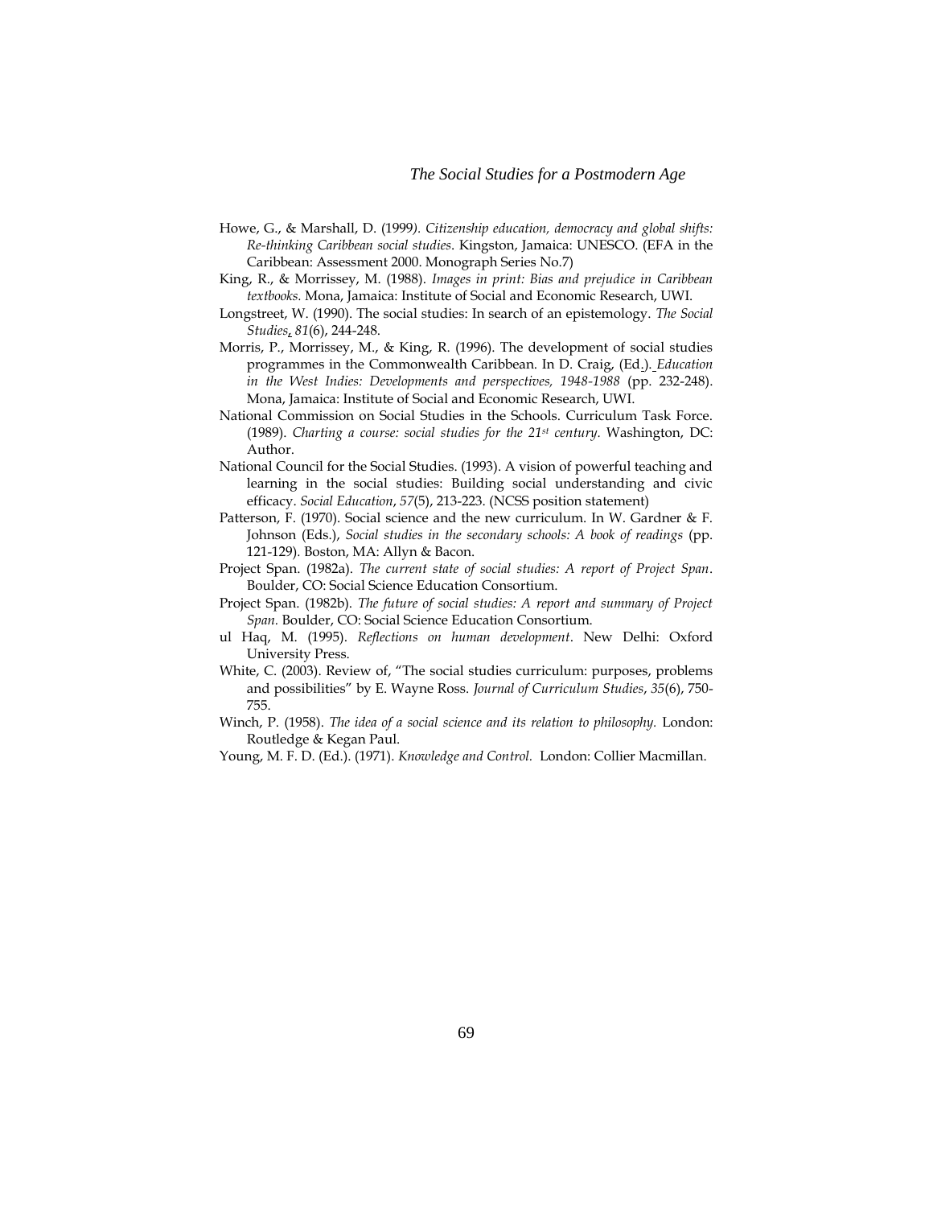Howe, G., & Marshall, D. (1999). *Citizenship education, democracy and global shifts: Re-thinking Caribbean social studies*. Kingston, Jamaica: UNESCO. (EFA in the Caribbean: Assessment 2000. Monograph Series No.7)

King, R., & Morrissey, M. (1988). *Images in print: Bias and prejudice in Caribbean textbooks.* Mona, Jamaica: Institute of Social and Economic Research, UWI.

Longstreet, W. (1990). The social studies: In search of an epistemology. *The Social Studies, 81*(6), 244-248.

Morris, P., Morrissey, M., & King, R. (1996). The development of social studies programmes in the Commonwealth Caribbean. In D. Craig, (Ed.). *Education in the West Indies: Developments and perspectives, 1948-1988* (pp. 232-248). Mona, Jamaica: Institute of Social and Economic Research, UWI.

National Commission on Social Studies in the Schools. Curriculum Task Force. (1989). *Charting a course: social studies for the 21st century.* Washington, DC: Author.

National Council for the Social Studies. (1993). A vision of powerful teaching and learning in the social studies: Building social understanding and civic efficacy. *Social Education*, *57*(5), 213-223. (NCSS position statement)

Patterson, F. (1970). Social science and the new curriculum. In W. Gardner & F. Johnson (Eds.), *Social studies in the secondary schools: A book of readings* (pp. 121-129). Boston, MA: Allyn & Bacon.

Project Span. (1982a). *The current state of social studies: A report of Project Span*. Boulder, CO: Social Science Education Consortium.

Project Span. (1982b). *The future of social studies: A report and summary of Project Span.* Boulder, CO: Social Science Education Consortium.

ul Haq, M. (1995). *Reflections on human development*. New Delhi: Oxford University Press.

White, C. (2003). Review of, "The social studies curriculum: purposes, problems and possibilities" by E. Wayne Ross. *Journal of Curriculum Studies*, *35*(6), 750-755.

Winch, P. (1958). *The idea of a social science and its relation to philosophy.* London: Routledge & Kegan Paul.

Young, M. F. D. (Ed.). (1971). *Knowledge and Control.* London: Collier Macmillan.